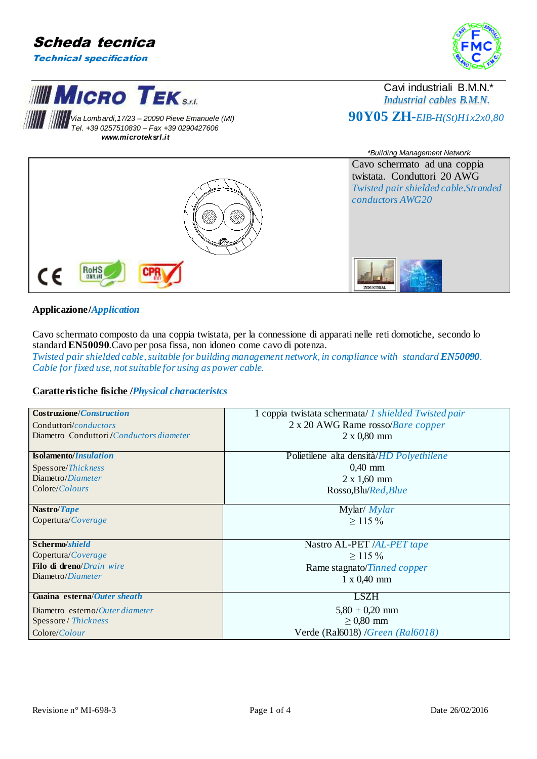# Scheda tecnica

*Technical specification*

**MICRO TEK S.r.l.**

Via Lombardi,17/23 – 20090 Pieve Emanuele (MI)
Tel. +39 0257510830 – Fax +39 0290427606
**www.microteksrl.it**

Cavi industriali B.M.N.*
*Industrial cables B.M.N.*

**90Y05 ZH-***EIB-H(St)H1x2x0,80*

*Building Management Network

Cavo schermato ad una coppia twistata. Conduttori 20 AWG
*Twisted pair shielded cable.Stranded conductors AWG20*

## Applicazione/*Application*

Cavo schermato composto da una coppia twistata, per la connessione di apparati nelle reti domotiche, secondo lo standard **EN50090**.Cavo per posa fissa, non idoneo come cavo di potenza.
*Twisted pair shielded cable, suitable for building management network, in compliance with standard* ***EN50090****.*
*Cable for fixed use, not suitable for using as power cable.*

## Caratteristiche fisiche /*Physical characteristcs*

| | |
|---|---|
| **Costruzione**/***Construction*** | 1 coppia twistata schermata/ *1 shielded Twisted pair* |
| Conduttori/*conductors* | 2 x 20 AWG Rame rosso/*Bare copper* |
| Diametro Conduttori /*Conductors diameter* | 2 x 0,80 mm |
| **Isolamento**/***Insulation*** | Polietilene alta densità/*HD Polyethilene* |
| Spessore/*Thickness* | 0,40 mm |
| Diametro/*Diameter* | 2 x 1,60 mm |
| Colore/*Colours* | Rosso,Blu/*Red,Blue* |
| **Nastro**/***Tape*** | Mylar/ *Mylar* |
| Copertura/*Coverage* | ≥ 115 % |
| **Schermo**/***shield*** | Nastro AL-PET /*AL-PET tape* |
| Copertura/*Coverage* | ≥ 115 % |
| **Filo di dreno**/*Drain wire* | Rame stagnato/*Tinned copper* |
| Diametro/*Diameter* | 1 x 0,40 mm |
| **Guaina esterna**/***Outer sheath*** | LSZH |
| Diametro esterno/*Outer diameter* | 5,80 ± 0,20 mm |
| Spessore / *Thickness* | ≥ 0,80 mm |
| Colore/*Colour* | Verde (Ral6018) /*Green (Ral6018)* |

Revisione n° MI-698-3 Date 26/02/2016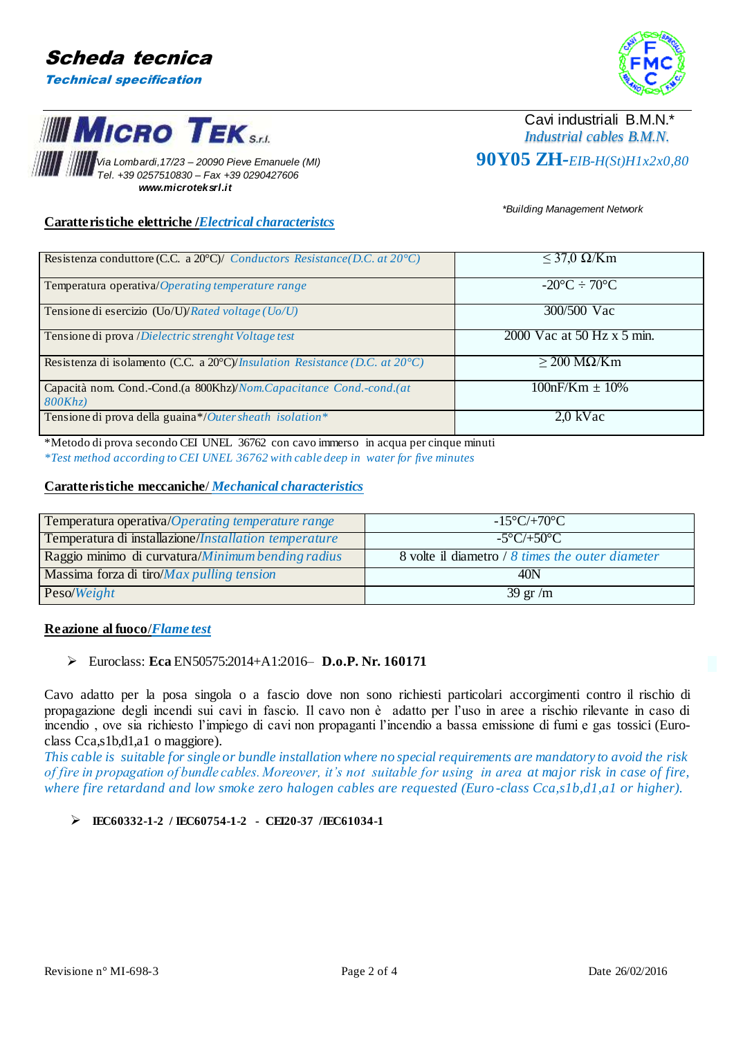# Scheda tecnica

*Technical specification*

**MICRO TEK S.r.l.**

*Via Lombardi,17/23 – 20090 Pieve Emanuele (MI)*
*Tel. +39 0257510830 – Fax +39 0290427606*
***www.microteksrl.it***

Cavi industriali B.M.N.*
*Industrial cables B.M.N.*

**90Y05 ZH-***EIB-H(St)H1x2x0,80*

**Building Management Network*

## Caratteristiche elettriche /*Electrical characteristcs*

| | |
|---|---|
| Resistenza conduttore (C.C. a 20°C)/ *Conductors Resistance(D.C. at 20°C)* | ≤ 37,0 Ω/Km |
| Temperatura operativa/*Operating temperature range* | -20°C ÷ 70°C |
| Tensione di esercizio (Uo/U)/*Rated voltage (Uo/U)* | 300/500 Vac |
| Tensione di prova /*Dielectric strenght Voltage test* | 2000 Vac at 50 Hz x 5 min. |
| Resistenza di isolamento (C.C. a 20°C)/*Insulation Resistance (D.C. at 20°C)* | ≥ 200 MΩ/Km |
| Capacità nom. Cond.-Cond.(a 800Khz)/*Nom.Capacitance Cond.-cond.(at 800Khz)* | 100nF/Km ± 10% |
| Tensione di prova della guaina*/*Outer sheath isolation** | 2,0 kVac |

*Metodo di prova secondo CEI UNEL 36762 con cavo immerso in acqua per cinque minuti
**Test method according to CEI UNEL 36762 with cable deep in water for five minutes*

## Caratteristiche meccaniche/ *Mechanical characteristics*

| | |
|---|---|
| Temperatura operativa/*Operating temperature range* | -15°C/+70°C |
| Temperatura di installazione/*Installation temperature* | -5°C/+50°C |
| Raggio minimo di curvatura/*Minimum bending radius* | 8 volte il diametro / *8 times the outer diameter* |
| Massima forza di tiro/*Max pulling tension* | 40N |
| Peso/*Weight* | 39 gr /m |

## Reazione al fuoco/*Flame test*

- Euroclass: **Eca** EN50575:2014+A1:2016– **D.o.P. Nr. 160171**

Cavo adatto per la posa singola o a fascio dove non sono richiesti particolari accorgimenti contro il rischio di propagazione degli incendi sui cavi in fascio. Il cavo non è adatto per l'uso in aree a rischio rilevante in caso di incendio , ove sia richiesto l'impiego di cavi non propaganti l'incendio a bassa emissione di fumi e gas tossici (Euro-class Cca,s1b,d1,a1 o maggiore).
*This cable is suitable for single or bundle installation where no special requirements are mandatory to avoid the risk of fire in propagation of bundle cables. Moreover, it's not suitable for using in area at major risk in case of fire, where fire retardand and low smoke zero halogen cables are requested (Euro-class Cca,s1b,d1,a1 or higher).*

- **IEC60332-1-2 / IEC60754-1-2 - CEI20-37 /IEC61034-1**

Revisione n° MI-698-3 Date 26/02/2016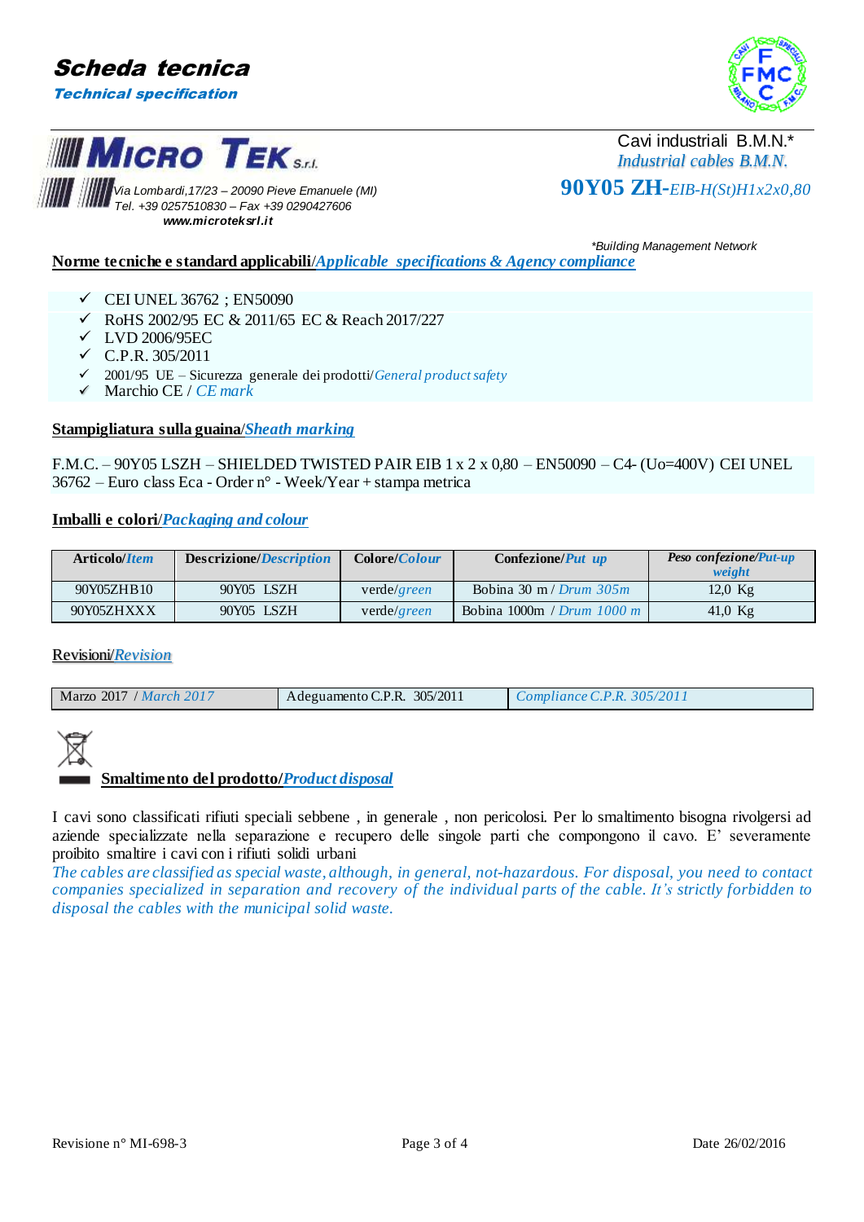# Scheda tecnica

***Technical specification***

**MICRO TEK S.r.l.**

*Via Lombardi,17/23 – 20090 Pieve Emanuele (MI)*
*Tel. +39 0257510830 – Fax +39 0290427606*
***www.microteksrl.it***

Cavi industriali B.M.N.*
*Industrial cables B.M.N.*

**90Y05 ZH-***EIB-H(St)H1x2x0,80*

**Building Management Network*

**Norme tecniche e standard applicabili**/***Applicable specifications & Agency compliance***

- ✓ CEI UNEL 36762 ; EN50090
- ✓ RoHS 2002/95 EC & 2011/65 EC & Reach 2017/227
- ✓ LVD 2006/95EC
- ✓ C.P.R. 305/2011
- ✓ 2001/95 UE – Sicurezza generale dei prodotti/*General product safety*
- ✓ Marchio CE / *CE mark*

**Stampigliatura sulla guaina**/***Sheath marking***

F.M.C. – 90Y05 LSZH – SHIELDED TWISTED PAIR EIB 1 x 2 x 0,80 – EN50090 – C4- (Uo=400V) CEI UNEL 36762 – Euro class Eca - Order n° - Week/Year + stampa metrica

**Imballi e colori**/***Packaging and colour***

| Articolo/*Item* | Descrizione/*Description* | Colore/*Colour* | Confezione/*Put up* | Peso confezione/*Put-up weight* |
|---|---|---|---|---|
| 90Y05ZHB10 | 90Y05 LSZH | verde/*green* | Bobina 30 m / *Drum 305m* | 12,0 Kg |
| 90Y05ZHXXX | 90Y05 LSZH | verde/*green* | Bobina 1000m / *Drum 1000 m* | 41,0 Kg |

Revisioni/*Revision*

| | | |
|---|---|---|
| Marzo 2017 / *March 2017* | Adeguamento C.P.R. 305/2011 | *Compliance C.P.R. 305/2011* |

**Smaltimento del prodotto/*Product disposal***

I cavi sono classificati rifiuti speciali sebbene , in generale , non pericolosi. Per lo smaltimento bisogna rivolgersi ad aziende specializzate nella separazione e recupero delle singole parti che compongono il cavo. E' severamente proibito smaltire i cavi con i rifiuti solidi urbani

*The cables are classified as special waste, although, in general, not-hazardous. For disposal, you need to contact companies specialized in separation and recovery of the individual parts of the cable. It's strictly forbidden to disposal the cables with the municipal solid waste.*

Revisione n° MI-698-3 Date 26/02/2016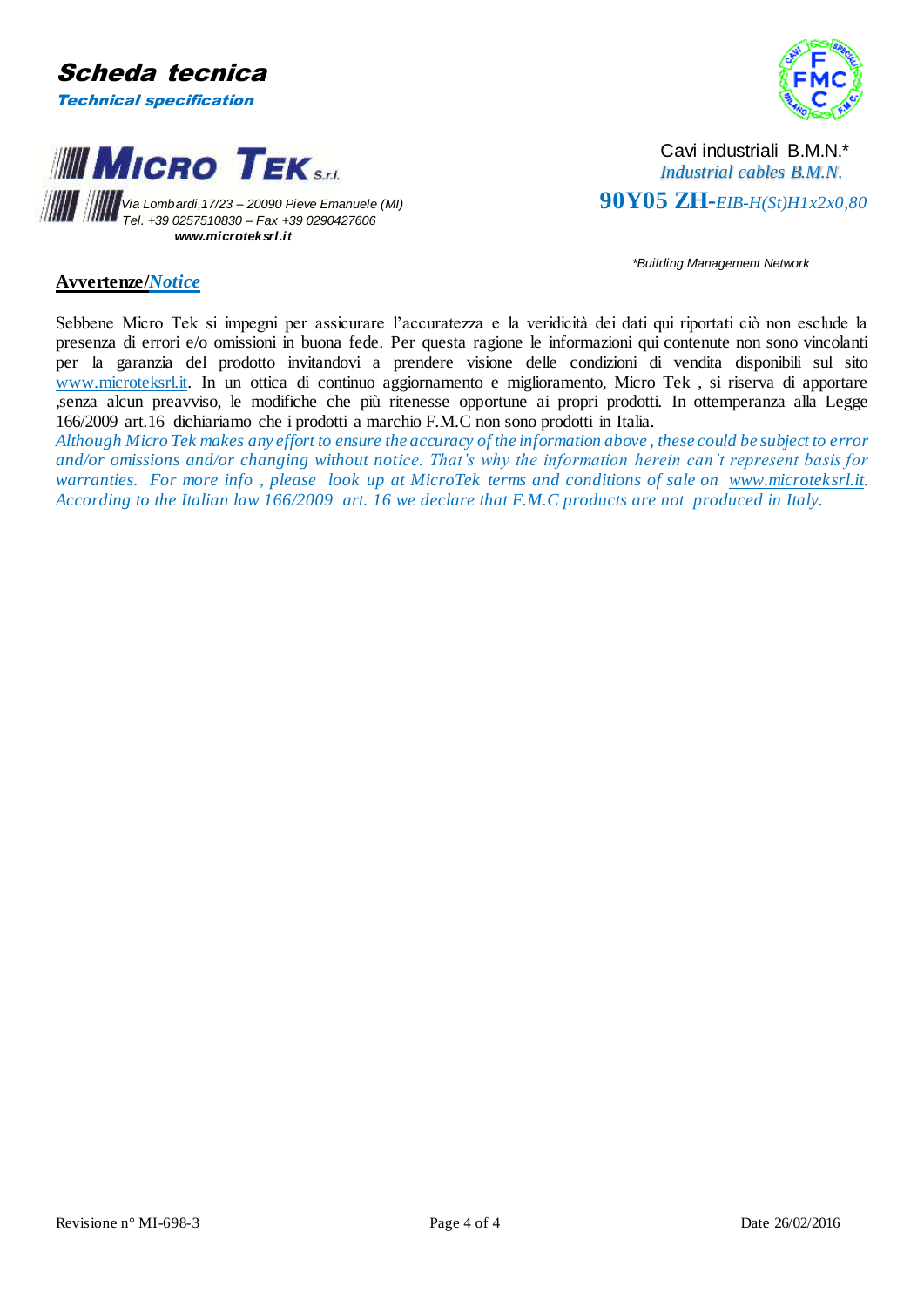## Avvertenze/*Notice*

Sebbene Micro Tek si impegni per assicurare l'accuratezza e la veridicità dei dati qui riportati ciò non esclude la presenza di errori e/o omissioni in buona fede. Per questa ragione le informazioni qui contenute non sono vincolanti per la garanzia del prodotto invitandovi a prendere visione delle condizioni di vendita disponibili sul sito www.microteksrl.it. In un ottica di continuo aggiornamento e miglioramento, Micro Tek , si riserva di apportare ,senza alcun preavviso, le modifiche che più ritenesse opportune ai propri prodotti. In ottemperanza alla Legge 166/2009 art.16 dichiariamo che i prodotti a marchio F.M.C non sono prodotti in Italia.

*Although Micro Tek makes any effort to ensure the accuracy of the information above , these could be subject to error and/or omissions and/or changing without notice. That's why the information herein can't represent basis for warranties. For more info , please look up at MicroTek terms and conditions of sale on www.microteksrl.it. According to the Italian law 166/2009 art. 16 we declare that F.M.C products are not produced in Italy.*